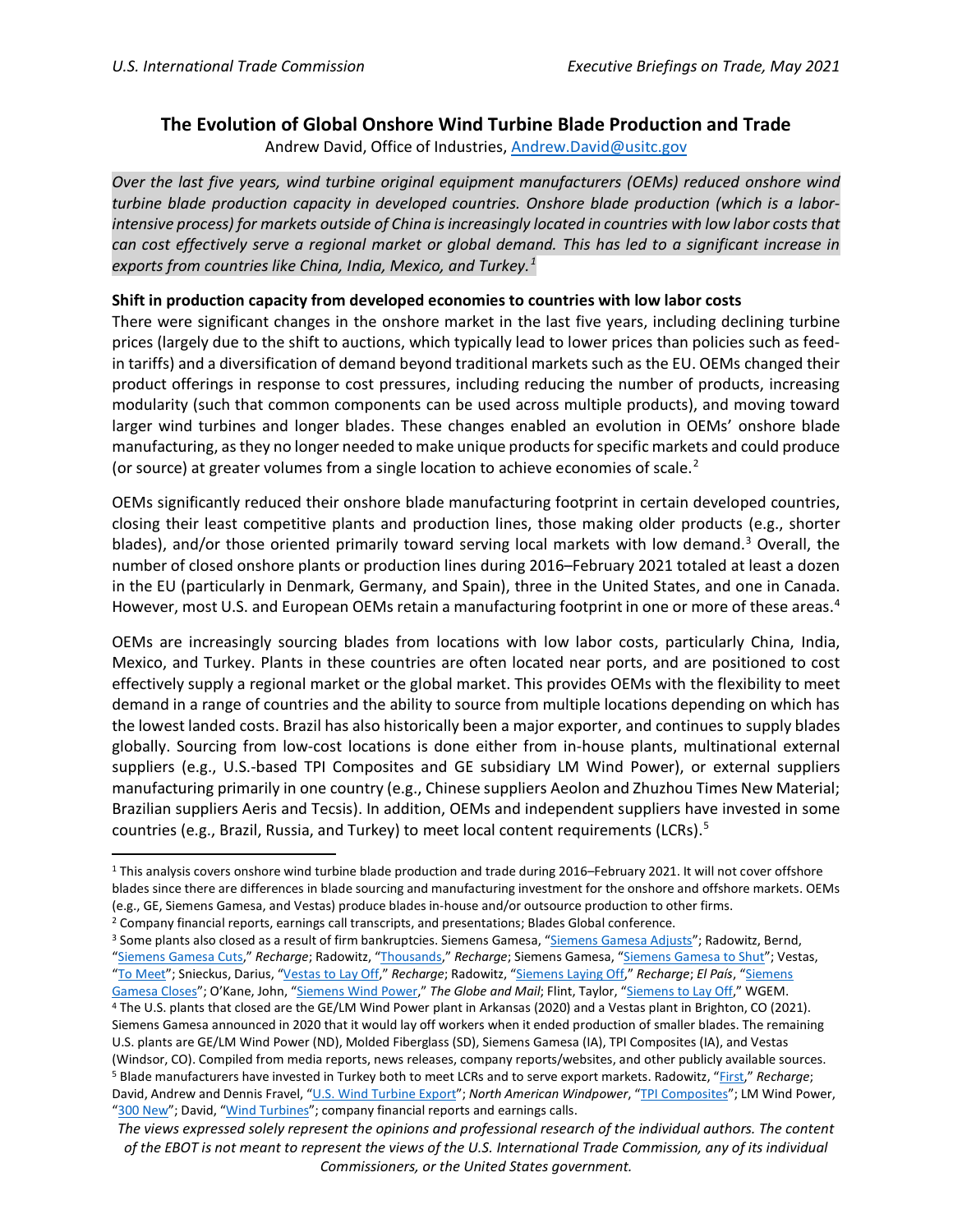# The Evolution of Global Onshore Wind Turbine Blade Production and Trade

Andrew David, Office of Industries, Andrew.David@usitc.gov

*Over the last five years, wind turbine original equipment manufacturers (OEMs) reduced onshore wind turbine blade production capacity in developed countries. Onshore blade production (which is a labor-intensive process) for markets outside of China is increasingly located in countries with low labor costs that can cost effectively serve a regional market or global demand. This has led to a significant increase in exports from countries like China, India, Mexico, and Turkey.[1]*

**Shift in production capacity from developed economies to countries with low labor costs**

There were significant changes in the onshore market in the last five years, including declining turbine prices (largely due to the shift to auctions, which typically lead to lower prices than policies such as feed-in tariffs) and a diversification of demand beyond traditional markets such as the EU. OEMs changed their product offerings in response to cost pressures, including reducing the number of products, increasing modularity (such that common components can be used across multiple products), and moving toward larger wind turbines and longer blades. These changes enabled an evolution in OEMs' onshore blade manufacturing, as they no longer needed to make unique products for specific markets and could produce (or source) at greater volumes from a single location to achieve economies of scale.[2]

OEMs significantly reduced their onshore blade manufacturing footprint in certain developed countries, closing their least competitive plants and production lines, those making older products (e.g., shorter blades), and/or those oriented primarily toward serving local markets with low demand.[3] Overall, the number of closed onshore plants or production lines during 2016–February 2021 totaled at least a dozen in the EU (particularly in Denmark, Germany, and Spain), three in the United States, and one in Canada. However, most U.S. and European OEMs retain a manufacturing footprint in one or more of these areas.[4]

OEMs are increasingly sourcing blades from locations with low labor costs, particularly China, India, Mexico, and Turkey. Plants in these countries are often located near ports, and are positioned to cost effectively supply a regional market or the global market. This provides OEMs with the flexibility to meet demand in a range of countries and the ability to source from multiple locations depending on which has the lowest landed costs. Brazil has also historically been a major exporter, and continues to supply blades globally. Sourcing from low-cost locations is done either from in-house plants, multinational external suppliers (e.g., U.S.-based TPI Composites and GE subsidiary LM Wind Power), or external suppliers manufacturing primarily in one country (e.g., Chinese suppliers Aeolon and Zhuzhou Times New Material; Brazilian suppliers Aeris and Tecsis). In addition, OEMs and independent suppliers have invested in some countries (e.g., Brazil, Russia, and Turkey) to meet local content requirements (LCRs).[5]

---

[1] This analysis covers onshore wind turbine blade production and trade during 2016–February 2021. It will not cover offshore blades since there are differences in blade sourcing and manufacturing investment for the onshore and offshore markets. OEMs (e.g., GE, Siemens Gamesa, and Vestas) produce blades in-house and/or outsource production to other firms.

[2] Company financial reports, earnings call transcripts, and presentations; Blades Global conference.

[3] Some plants also closed as a result of firm bankruptcies. Siemens Gamesa, "Siemens Gamesa Adjusts"; Radowitz, Bernd, "Siemens Gamesa Cuts," *Recharge*; Radowitz, "Thousands," *Recharge*; Siemens Gamesa, "Siemens Gamesa to Shut"; Vestas, "To Meet"; Snieckus, Darius, "Vestas to Lay Off," *Recharge*; Radowitz, "Siemens Laying Off," *Recharge*; *El País*, "Siemens Gamesa Closes"; O'Kane, John, "Siemens Wind Power," *The Globe and Mail*; Flint, Taylor, "Siemens to Lay Off," WGEM.

[4] The U.S. plants that closed are the GE/LM Wind Power plant in Arkansas (2020) and a Vestas plant in Brighton, CO (2021). Siemens Gamesa announced in 2020 that it would lay off workers when it ended production of smaller blades. The remaining U.S. plants are GE/LM Wind Power (ND), Molded Fiberglass (SD), Siemens Gamesa (IA), TPI Composites (IA), and Vestas (Windsor, CO). Compiled from media reports, news releases, company reports/websites, and other publicly available sources.

[5] Blade manufacturers have invested in Turkey both to meet LCRs and to serve export markets. Radowitz, "First," *Recharge*; David, Andrew and Dennis Fravel, "U.S. Wind Turbine Export"; *North American Windpower*, "TPI Composites"; LM Wind Power, "300 New"; David, "Wind Turbines"; company financial reports and earnings calls.

*The views expressed solely represent the opinions and professional research of the individual authors. The content of the EBOT is not meant to represent the views of the U.S. International Trade Commission, any of its individual Commissioners, or the United States government.*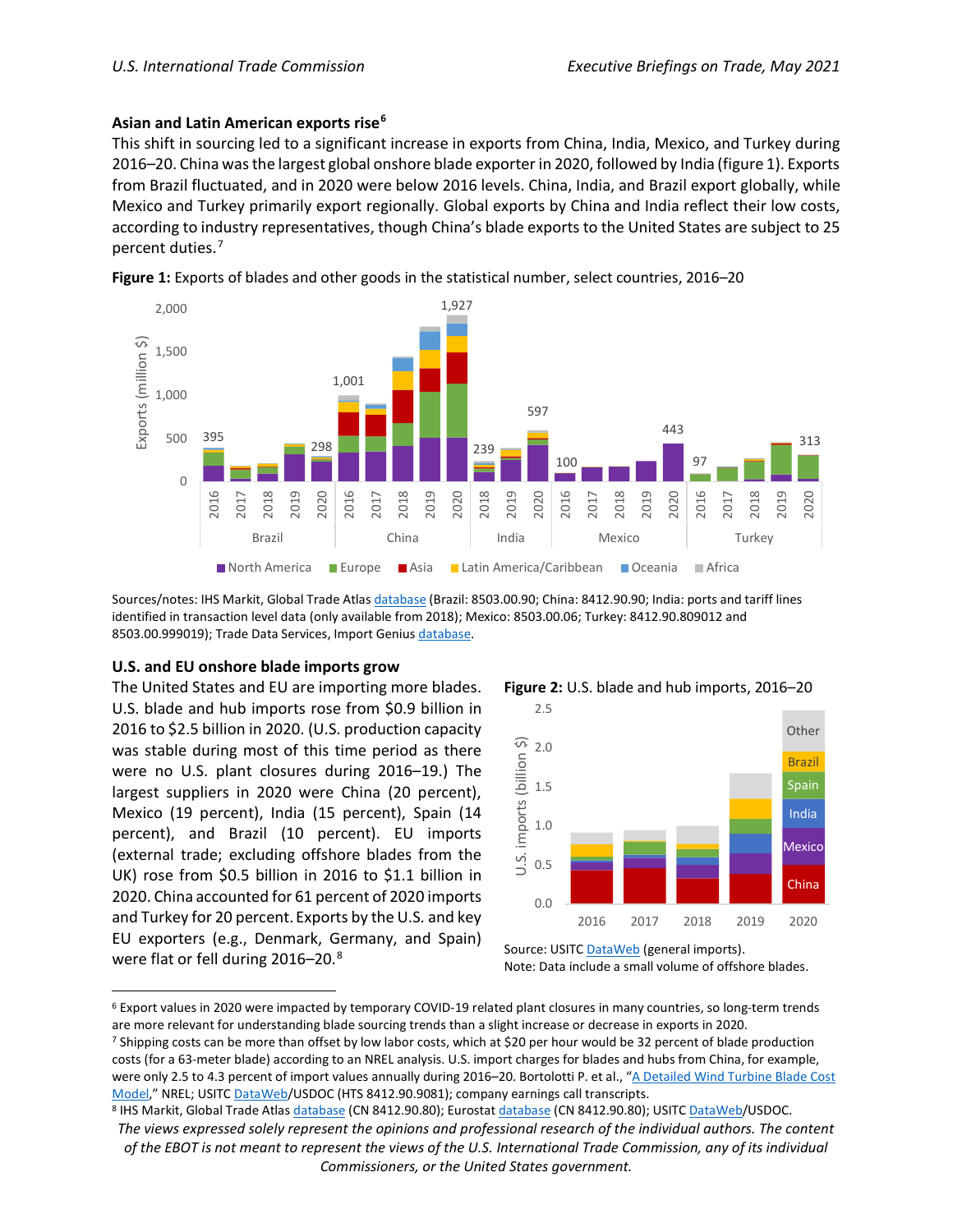### Asian and Latin American exports rise[6]

This shift in sourcing led to a significant increase in exports from China, India, Mexico, and Turkey during 2016–20. China was the largest global onshore blade exporter in 2020, followed by India (figure 1). Exports from Brazil fluctuated, and in 2020 were below 2016 levels. China, India, and Brazil export globally, while Mexico and Turkey primarily export regionally. Global exports by China and India reflect their low costs, according to industry representatives, though China's blade exports to the United States are subject to 25 percent duties.[7]

**Figure 1:** Exports of blades and other goods in the statistical number, select countries, 2016–20

Exports (million $)
2,000
1,500
1,000
500
0

395
298
1,001
1,927
239
597
100
443
97
313

2016 2017 2018 2019 2020 — Brazil
2016 2017 2018 2019 2020 — China
2018 2019 2020 — India
2016 2017 2018 2019 2020 — Mexico
2016 2017 2018 2019 2020 — Turkey

North America, Europe, Asia, Latin America/Caribbean, Oceania, Africa

Sources/notes: IHS Markit, Global Trade Atlas database (Brazil: 8503.00.90; China: 8412.90.90; India: ports and tariff lines identified in transaction level data (only available from 2018); Mexico: 8503.00.06; Turkey: 8412.90.809012 and 8503.00.999019); Trade Data Services, Import Genius database.

### U.S. and EU onshore blade imports grow

The United States and EU are importing more blades. U.S. blade and hub imports rose from $0.9 billion in 2016 to $2.5 billion in 2020. (U.S. production capacity was stable during most of this time period as there were no U.S. plant closures during 2016–19.) The largest suppliers in 2020 were China (20 percent), Mexico (19 percent), India (15 percent), Spain (14 percent), and Brazil (10 percent). EU imports (external trade; excluding offshore blades from the UK) rose from $0.5 billion in 2016 to $1.1 billion in 2020. China accounted for 61 percent of 2020 imports and Turkey for 20 percent. Exports by the U.S. and key EU exporters (e.g., Denmark, Germany, and Spain) were flat or fell during 2016–20.[8]

**Figure 2:** U.S. blade and hub imports, 2016–20

U.S. imports (billion $)
2.5
2.0
1.5
1.0
0.5
0.0

2016 2017 2018 2019 2020

Other
Brazil
Spain
India
Mexico
China

Source: USITC DataWeb (general imports).
Note: Data include a small volume of offshore blades.

---

[6] Export values in 2020 were impacted by temporary COVID-19 related plant closures in many countries, so long-term trends are more relevant for understanding blade sourcing trends than a slight increase or decrease in exports in 2020.

[7] Shipping costs can be more than offset by low labor costs, which at $20 per hour would be 32 percent of blade production costs (for a 63-meter blade) according to an NREL analysis. U.S. import charges for blades and hubs from China, for example, were only 2.5 to 4.3 percent of import values annually during 2016–20. Bortolotti P. et al., "A Detailed Wind Turbine Blade Cost Model," NREL; USITC DataWeb/USDOC (HTS 8412.90.9081); company earnings call transcripts.

[8] IHS Markit, Global Trade Atlas database (CN 8412.90.80); Eurostat database (CN 8412.90.80); USITC DataWeb/USDOC.

*The views expressed solely represent the opinions and professional research of the individual authors. The content of the EBOT is not meant to represent the views of the U.S. International Trade Commission, any of its individual Commissioners, or the United States government.*